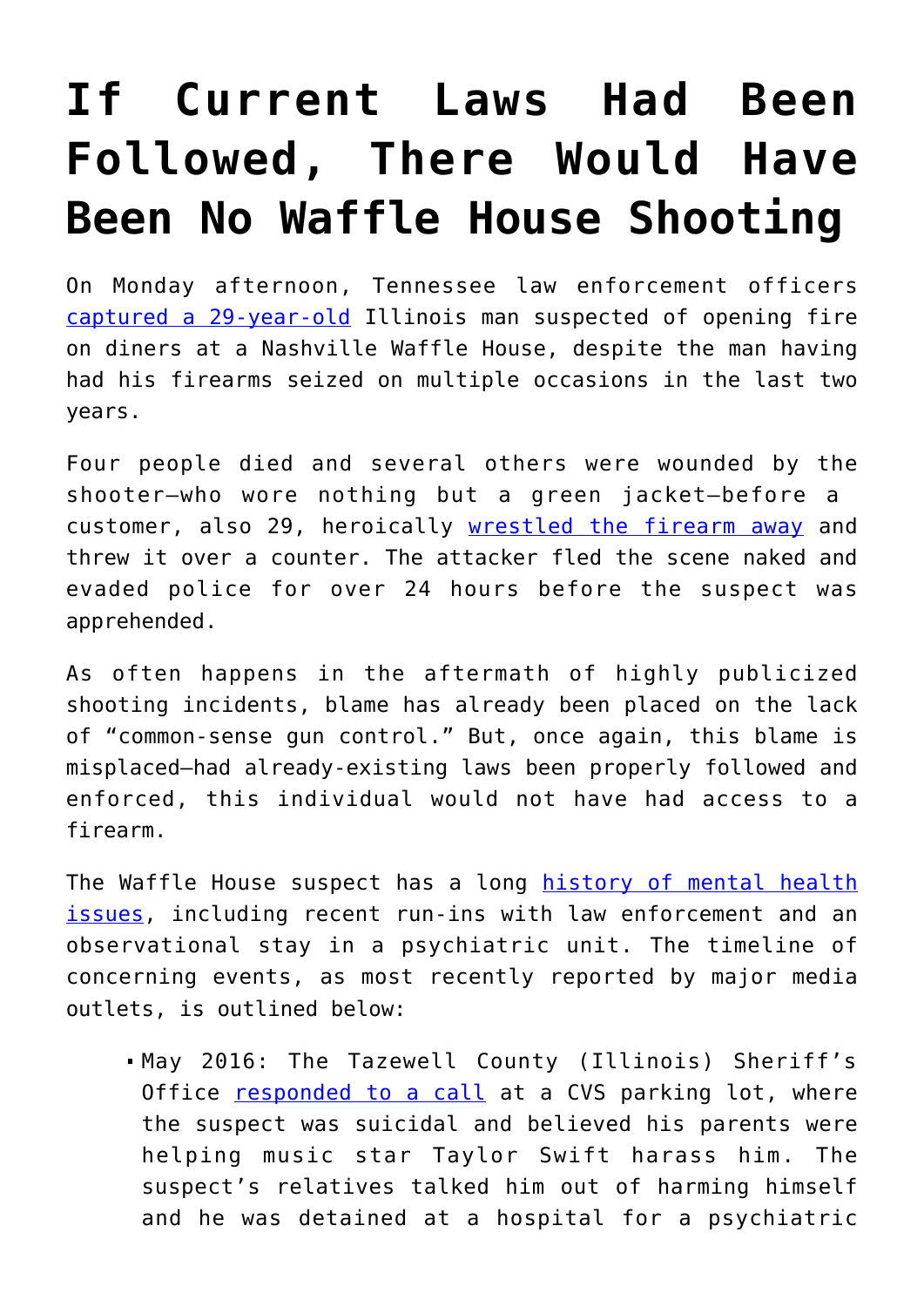# If Current Laws Had Been Followed, There Would Have Been No Waffle House Shooting

On Monday afternoon, Tennessee law enforcement officers [captured a 29-year-old](#) Illinois man suspected of opening fire on diners at a Nashville Waffle House, despite the man having had his firearms seized on multiple occasions in the last two years.

Four people died and several others were wounded by the shooter—who wore nothing but a green jacket—before a customer, also 29, heroically [wrestled the firearm away](#) and threw it over a counter. The attacker fled the scene naked and evaded police for over 24 hours before the suspect was apprehended.

As often happens in the aftermath of highly publicized shooting incidents, blame has already been placed on the lack of "common-sense gun control." But, once again, this blame is misplaced—had already-existing laws been properly followed and enforced, this individual would not have had access to a firearm.

The Waffle House suspect has a long [history of mental health issues](#), including recent run-ins with law enforcement and an observational stay in a psychiatric unit. The timeline of concerning events, as most recently reported by major media outlets, is outlined below:

- May 2016: The Tazewell County (Illinois) Sheriff's Office [responded to a call](#) at a CVS parking lot, where the suspect was suicidal and believed his parents were helping music star Taylor Swift harass him. The suspect's relatives talked him out of harming himself and he was detained at a hospital for a psychiatric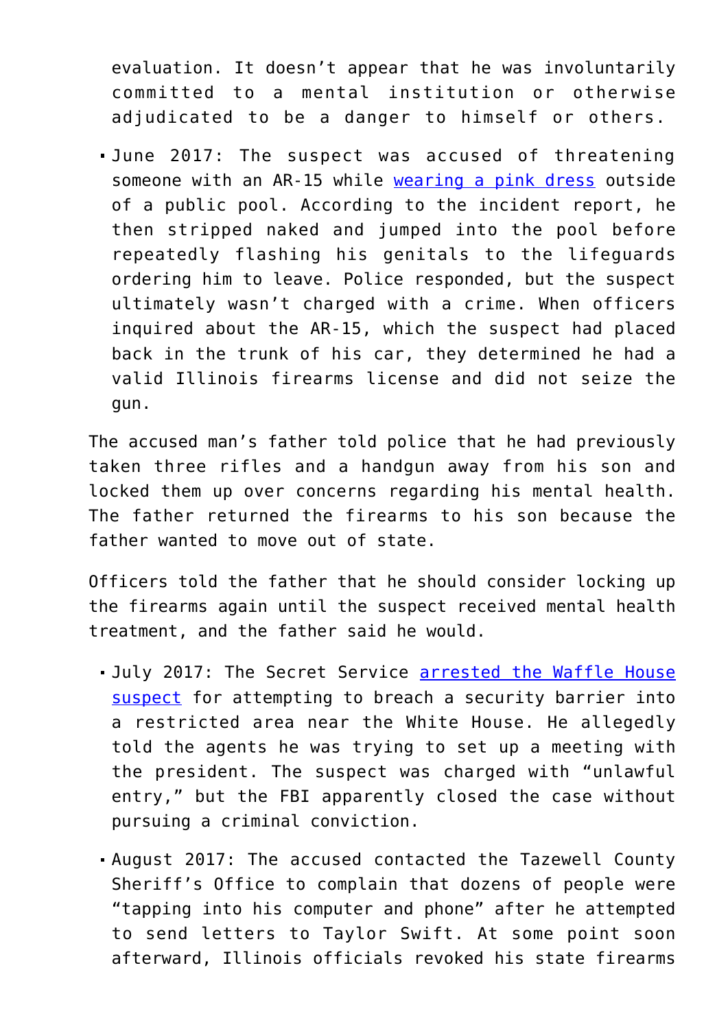evaluation. It doesn't appear that he was involuntarily committed to a mental institution or otherwise adjudicated to be a danger to himself or others.

- June 2017: The suspect was accused of threatening someone with an AR-15 while wearing a pink dress outside of a public pool. According to the incident report, he then stripped naked and jumped into the pool before repeatedly flashing his genitals to the lifeguards ordering him to leave. Police responded, but the suspect ultimately wasn't charged with a crime. When officers inquired about the AR-15, which the suspect had placed back in the trunk of his car, they determined he had a valid Illinois firearms license and did not seize the gun.

The accused man's father told police that he had previously taken three rifles and a handgun away from his son and locked them up over concerns regarding his mental health. The father returned the firearms to his son because the father wanted to move out of state.

Officers told the father that he should consider locking up the firearms again until the suspect received mental health treatment, and the father said he would.

- July 2017: The Secret Service arrested the Waffle House suspect for attempting to breach a security barrier into a restricted area near the White House. He allegedly told the agents he was trying to set up a meeting with the president. The suspect was charged with "unlawful entry," but the FBI apparently closed the case without pursuing a criminal conviction.
- August 2017: The accused contacted the Tazewell County Sheriff's Office to complain that dozens of people were "tapping into his computer and phone" after he attempted to send letters to Taylor Swift. At some point soon afterward, Illinois officials revoked his state firearms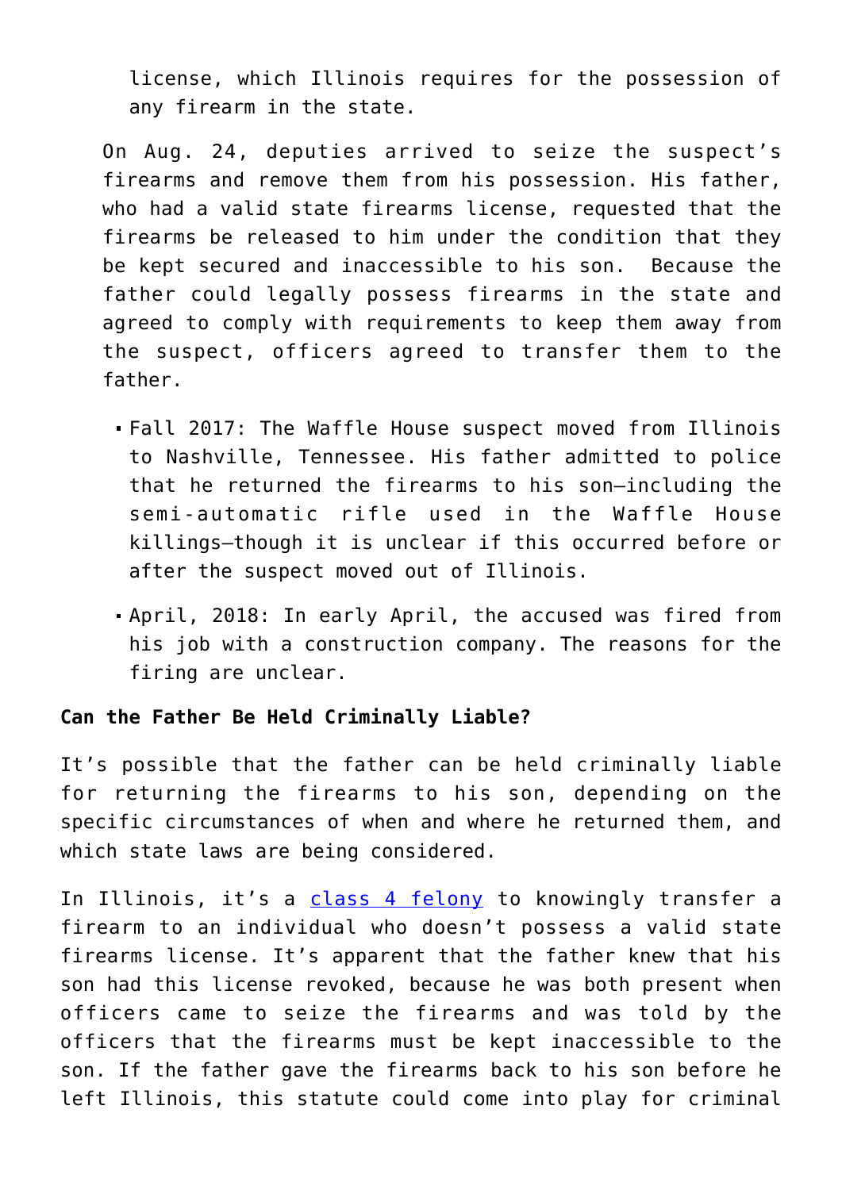license, which Illinois requires for the possession of any firearm in the state.

On Aug. 24, deputies arrived to seize the suspect's firearms and remove them from his possession. His father, who had a valid state firearms license, requested that the firearms be released to him under the condition that they be kept secured and inaccessible to his son. Because the father could legally possess firearms in the state and agreed to comply with requirements to keep them away from the suspect, officers agreed to transfer them to the father.

- Fall 2017: The Waffle House suspect moved from Illinois to Nashville, Tennessee. His father admitted to police that he returned the firearms to his son—including the semi-automatic rifle used in the Waffle House killings—though it is unclear if this occurred before or after the suspect moved out of Illinois.
- April, 2018: In early April, the accused was fired from his job with a construction company. The reasons for the firing are unclear.

**Can the Father Be Held Criminally Liable?**

It's possible that the father can be held criminally liable for returning the firearms to his son, depending on the specific circumstances of when and where he returned them, and which state laws are being considered.

In Illinois, it's a class 4 felony to knowingly transfer a firearm to an individual who doesn't possess a valid state firearms license. It's apparent that the father knew that his son had this license revoked, because he was both present when officers came to seize the firearms and was told by the officers that the firearms must be kept inaccessible to the son. If the father gave the firearms back to his son before he left Illinois, this statute could come into play for criminal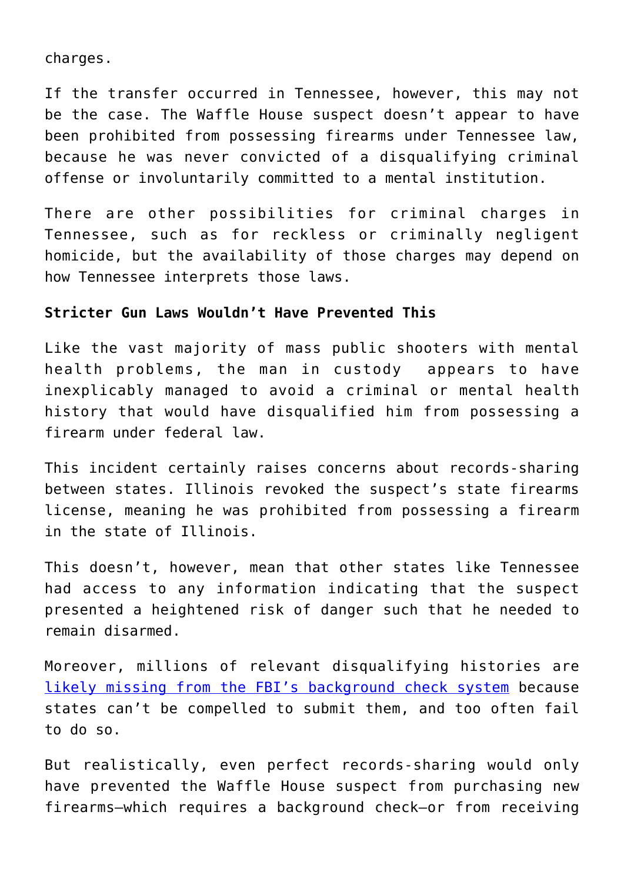charges.

If the transfer occurred in Tennessee, however, this may not be the case. The Waffle House suspect doesn't appear to have been prohibited from possessing firearms under Tennessee law, because he was never convicted of a disqualifying criminal offense or involuntarily committed to a mental institution.

There are other possibilities for criminal charges in Tennessee, such as for reckless or criminally negligent homicide, but the availability of those charges may depend on how Tennessee interprets those laws.

**Stricter Gun Laws Wouldn't Have Prevented This**

Like the vast majority of mass public shooters with mental health problems, the man in custody appears to have inexplicably managed to avoid a criminal or mental health history that would have disqualified him from possessing a firearm under federal law.

This incident certainly raises concerns about records-sharing between states. Illinois revoked the suspect's state firearms license, meaning he was prohibited from possessing a firearm in the state of Illinois.

This doesn't, however, mean that other states like Tennessee had access to any information indicating that the suspect presented a heightened risk of danger such that he needed to remain disarmed.

Moreover, millions of relevant disqualifying histories are [likely missing from the FBI's background check system]() because states can't be compelled to submit them, and too often fail to do so.

But realistically, even perfect records-sharing would only have prevented the Waffle House suspect from purchasing new firearms—which requires a background check—or from receiving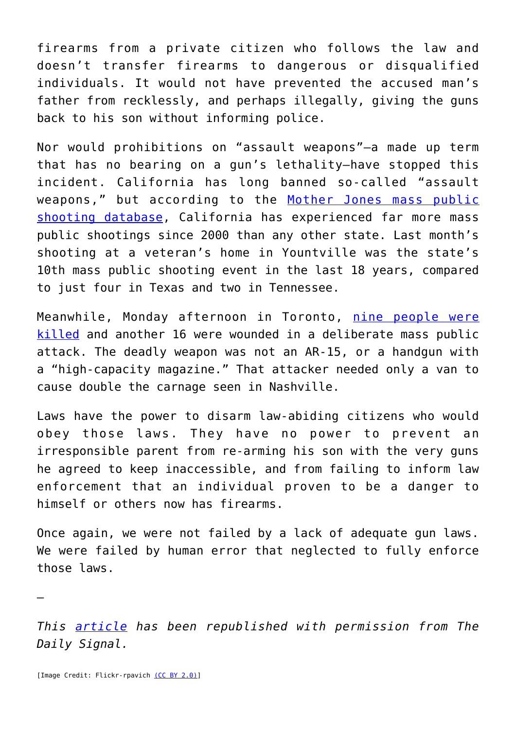firearms from a private citizen who follows the law and doesn't transfer firearms to dangerous or disqualified individuals. It would not have prevented the accused man's father from recklessly, and perhaps illegally, giving the guns back to his son without informing police.

Nor would prohibitions on "assault weapons"—a made up term that has no bearing on a gun's lethality—have stopped this incident. California has long banned so-called "assault weapons," but according to the [Mother Jones mass public shooting database](), California has experienced far more mass public shootings since 2000 than any other state. Last month's shooting at a veteran's home in Yountville was the state's 10th mass public shooting event in the last 18 years, compared to just four in Texas and two in Tennessee.

Meanwhile, Monday afternoon in Toronto, [nine people were killed]() and another 16 were wounded in a deliberate mass public attack. The deadly weapon was not an AR-15, or a handgun with a "high-capacity magazine." That attacker needed only a van to cause double the carnage seen in Nashville.

Laws have the power to disarm law-abiding citizens who would obey those laws. They have no power to prevent an irresponsible parent from re-arming his son with the very guns he agreed to keep inaccessible, and from failing to inform law enforcement that an individual proven to be a danger to himself or others now has firearms.

Once again, we were not failed by a lack of adequate gun laws. We were failed by human error that neglected to fully enforce those laws.

—

*This [article]() has been republished with permission from The Daily Signal.*

[Image Credit: Flickr-rpavich (CC BY 2.0)]